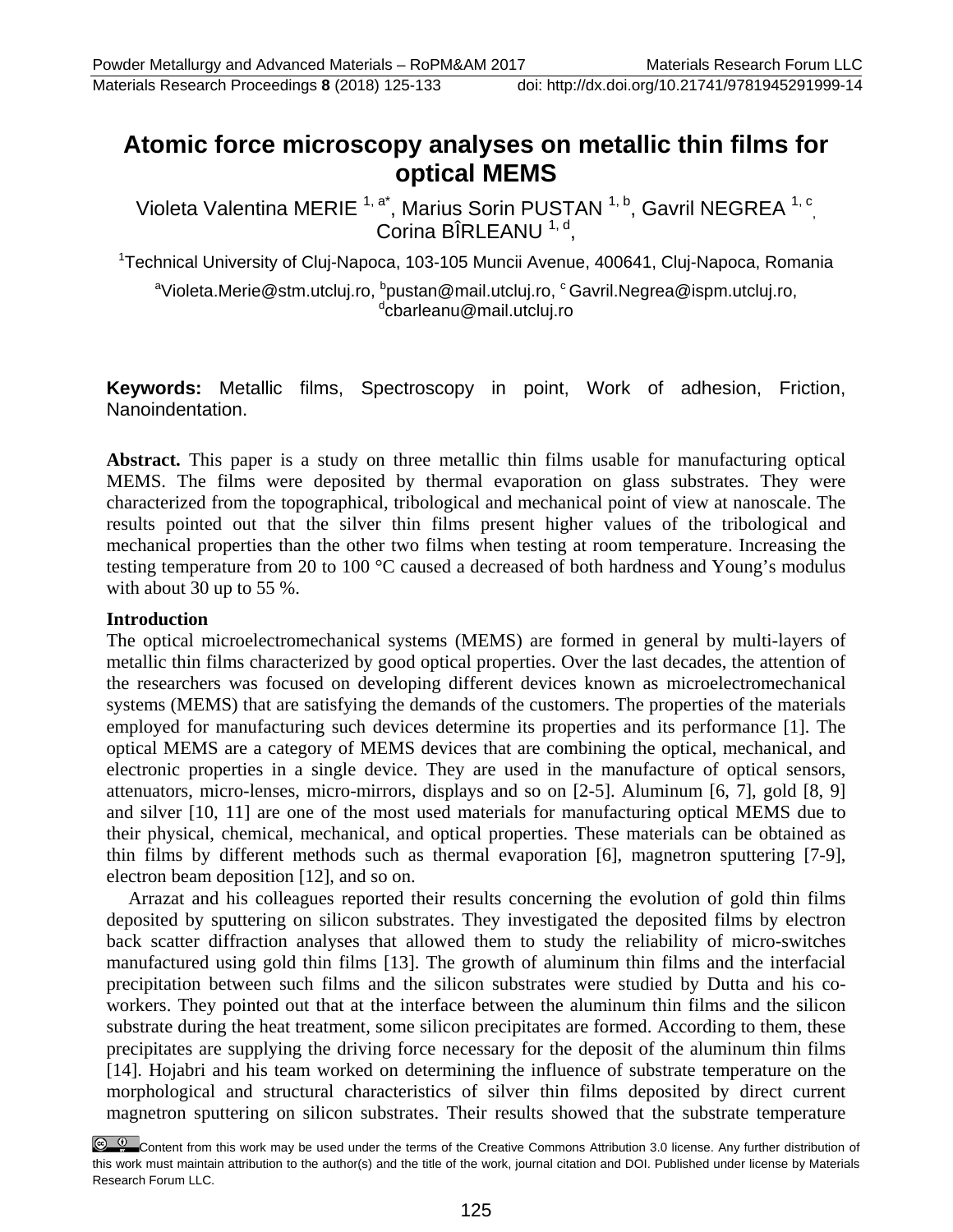# Atomic force microscopy analyses on metallic thin films for optical MEMS

Violeta Valentina MERIE [1, a*], Marius Sorin PUSTAN [1, b], Gavril NEGREA [1, c], Corina BÎRLEANU [1, d],

[1]Technical University of Cluj-Napoca, 103-105 Muncii Avenue, 400641, Cluj-Napoca, Romania

[a]Violeta.Merie@stm.utcluj.ro, [b]pustan@mail.utcluj.ro, [c]Gavril.Negrea@ispm.utcluj.ro, [d]cbarleanu@mail.utcluj.ro

**Keywords:** Metallic films, Spectroscopy in point, Work of adhesion, Friction, Nanoindentation.

**Abstract.** This paper is a study on three metallic thin films usable for manufacturing optical MEMS. The films were deposited by thermal evaporation on glass substrates. They were characterized from the topographical, tribological and mechanical point of view at nanoscale. The results pointed out that the silver thin films present higher values of the tribological and mechanical properties than the other two films when testing at room temperature. Increasing the testing temperature from 20 to 100 °C caused a decreased of both hardness and Young's modulus with about 30 up to 55 %.

## Introduction

The optical microelectromechanical systems (MEMS) are formed in general by multi-layers of metallic thin films characterized by good optical properties. Over the last decades, the attention of the researchers was focused on developing different devices known as microelectromechanical systems (MEMS) that are satisfying the demands of the customers. The properties of the materials employed for manufacturing such devices determine its properties and its performance [1]. The optical MEMS are a category of MEMS devices that are combining the optical, mechanical, and electronic properties in a single device. They are used in the manufacture of optical sensors, attenuators, micro-lenses, micro-mirrors, displays and so on [2-5]. Aluminum [6, 7], gold [8, 9] and silver [10, 11] are one of the most used materials for manufacturing optical MEMS due to their physical, chemical, mechanical, and optical properties. These materials can be obtained as thin films by different methods such as thermal evaporation [6], magnetron sputtering [7-9], electron beam deposition [12], and so on.

Arrazat and his colleagues reported their results concerning the evolution of gold thin films deposited by sputtering on silicon substrates. They investigated the deposited films by electron back scatter diffraction analyses that allowed them to study the reliability of micro-switches manufactured using gold thin films [13]. The growth of aluminum thin films and the interfacial precipitation between such films and the silicon substrates were studied by Dutta and his co-workers. They pointed out that at the interface between the aluminum thin films and the silicon substrate during the heat treatment, some silicon precipitates are formed. According to them, these precipitates are supplying the driving force necessary for the deposit of the aluminum thin films [14]. Hojabri and his team worked on determining the influence of substrate temperature on the morphological and structural characteristics of silver thin films deposited by direct current magnetron sputtering on silicon substrates. Their results showed that the substrate temperature

Content from this work may be used under the terms of the Creative Commons Attribution 3.0 license. Any further distribution of this work must maintain attribution to the author(s) and the title of the work, journal citation and DOI. Published under license by Materials Research Forum LLC.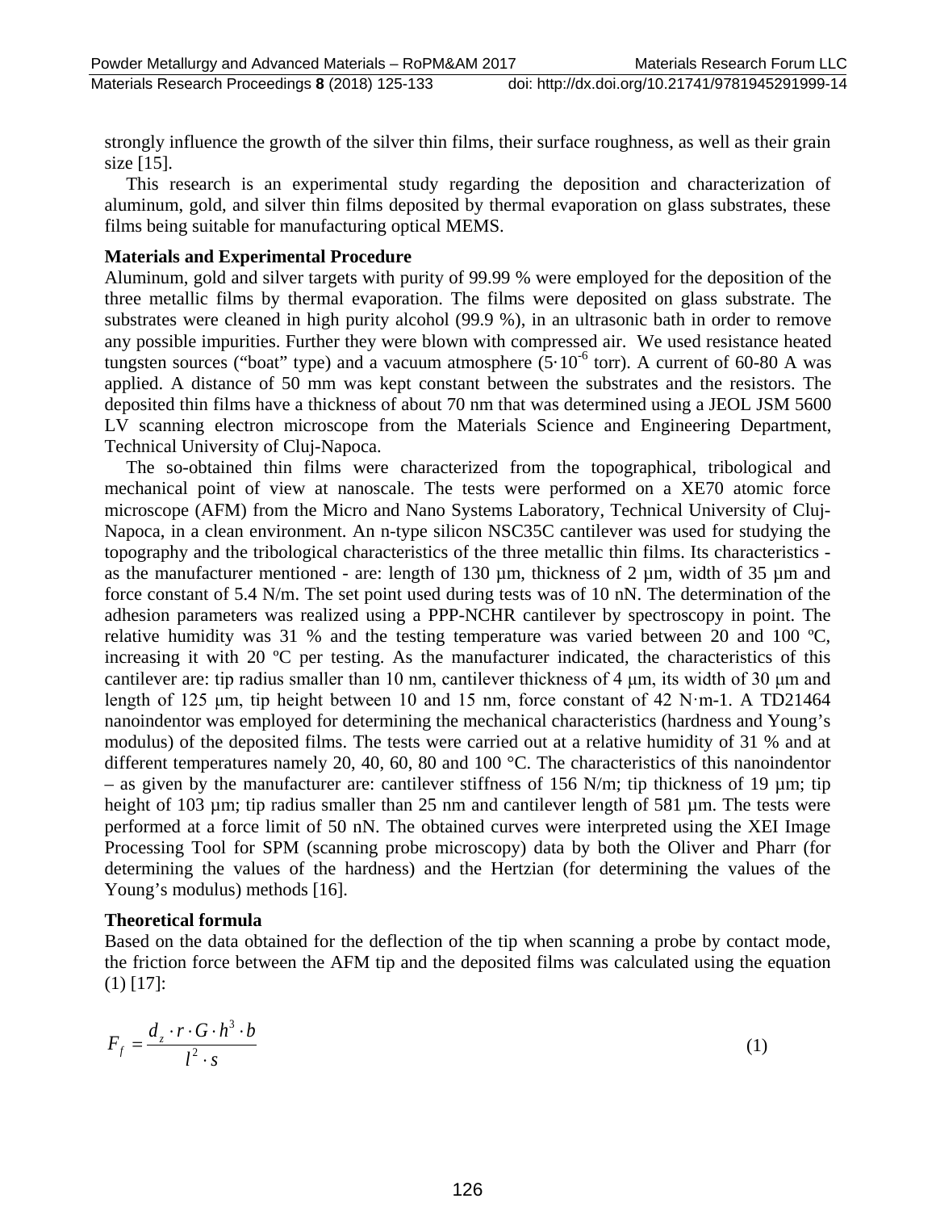strongly influence the growth of the silver thin films, their surface roughness, as well as their grain size [15].

This research is an experimental study regarding the deposition and characterization of aluminum, gold, and silver thin films deposited by thermal evaporation on glass substrates, these films being suitable for manufacturing optical MEMS.

**Materials and Experimental Procedure**

Aluminum, gold and silver targets with purity of 99.99 % were employed for the deposition of the three metallic films by thermal evaporation. The films were deposited on glass substrate. The substrates were cleaned in high purity alcohol (99.9 %), in an ultrasonic bath in order to remove any possible impurities. Further they were blown with compressed air. We used resistance heated tungsten sources ("boat" type) and a vacuum atmosphere ($5\cdot10^{-6}$ torr). A current of 60-80 A was applied. A distance of 50 mm was kept constant between the substrates and the resistors. The deposited thin films have a thickness of about 70 nm that was determined using a JEOL JSM 5600 LV scanning electron microscope from the Materials Science and Engineering Department, Technical University of Cluj-Napoca.

The so-obtained thin films were characterized from the topographical, tribological and mechanical point of view at nanoscale. The tests were performed on a XE70 atomic force microscope (AFM) from the Micro and Nano Systems Laboratory, Technical University of Cluj-Napoca, in a clean environment. An n-type silicon NSC35C cantilever was used for studying the topography and the tribological characteristics of the three metallic thin films. Its characteristics - as the manufacturer mentioned - are: length of 130 µm, thickness of 2 µm, width of 35 µm and force constant of 5.4 N/m. The set point used during tests was of 10 nN. The determination of the adhesion parameters was realized using a PPP-NCHR cantilever by spectroscopy in point. The relative humidity was 31 % and the testing temperature was varied between 20 and 100 ºC, increasing it with 20 ºC per testing. As the manufacturer indicated, the characteristics of this cantilever are: tip radius smaller than 10 nm, cantilever thickness of 4 µm, its width of 30 µm and length of 125 µm, tip height between 10 and 15 nm, force constant of 42 N·m-1. A TD21464 nanoindentor was employed for determining the mechanical characteristics (hardness and Young's modulus) of the deposited films. The tests were carried out at a relative humidity of 31 % and at different temperatures namely 20, 40, 60, 80 and 100 °C. The characteristics of this nanoindentor – as given by the manufacturer are: cantilever stiffness of 156 N/m; tip thickness of 19 µm; tip height of 103 µm; tip radius smaller than 25 nm and cantilever length of 581 µm. The tests were performed at a force limit of 50 nN. The obtained curves were interpreted using the XEI Image Processing Tool for SPM (scanning probe microscopy) data by both the Oliver and Pharr (for determining the values of the hardness) and the Hertzian (for determining the values of the Young's modulus) methods [16].

**Theoretical formula**

Based on the data obtained for the deflection of the tip when scanning a probe by contact mode, the friction force between the AFM tip and the deposited films was calculated using the equation (1) [17]:

$$F_f = \frac{d_z \cdot r \cdot G \cdot h^3 \cdot b}{l^2 \cdot s} \tag{1}$$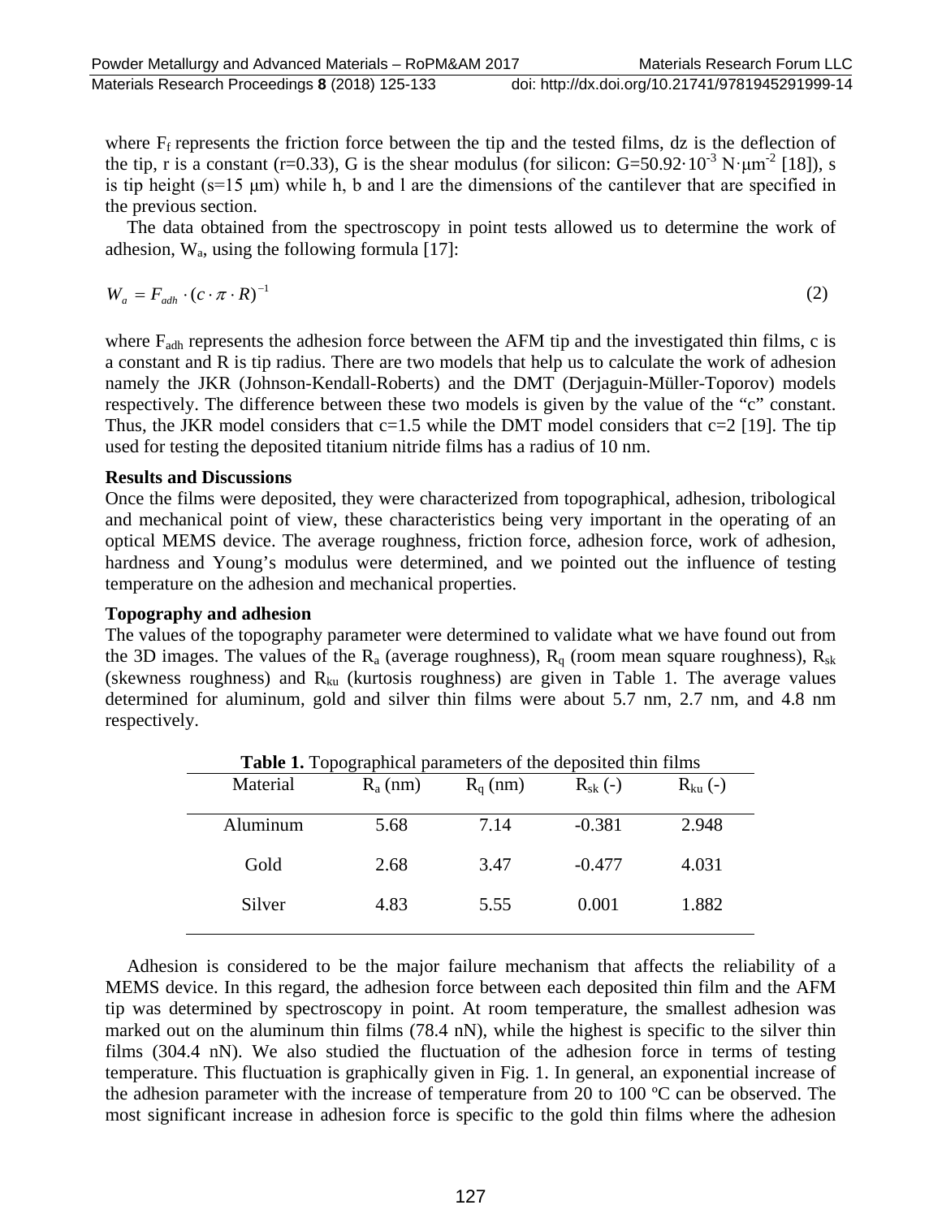where $F_f$ represents the friction force between the tip and the tested films, dz is the deflection of the tip, r is a constant (r=0.33), G is the shear modulus (for silicon: $G=50.92 \cdot 10^{-3}\ N \cdot \mu m^{-2}$ [18]), s is tip height (s=15 μm) while h, b and l are the dimensions of the cantilever that are specified in the previous section.

The data obtained from the spectroscopy in point tests allowed us to determine the work of adhesion, $W_a$, using the following formula [17]:

$$W_a = F_{adh} \cdot (c \cdot \pi \cdot R)^{-1} \tag{2}$$

where $F_{adh}$ represents the adhesion force between the AFM tip and the investigated thin films, c is a constant and R is tip radius. There are two models that help us to calculate the work of adhesion namely the JKR (Johnson-Kendall-Roberts) and the DMT (Derjaguin-Müller-Toporov) models respectively. The difference between these two models is given by the value of the "c" constant. Thus, the JKR model considers that c=1.5 while the DMT model considers that c=2 [19]. The tip used for testing the deposited titanium nitride films has a radius of 10 nm.

## Results and Discussions

Once the films were deposited, they were characterized from topographical, adhesion, tribological and mechanical point of view, these characteristics being very important in the operating of an optical MEMS device. The average roughness, friction force, adhesion force, work of adhesion, hardness and Young's modulus were determined, and we pointed out the influence of testing temperature on the adhesion and mechanical properties.

### Topography and adhesion

The values of the topography parameter were determined to validate what we have found out from the 3D images. The values of the $R_a$ (average roughness), $R_q$ (room mean square roughness), $R_{sk}$ (skewness roughness) and $R_{ku}$ (kurtosis roughness) are given in Table 1. The average values determined for aluminum, gold and silver thin films were about 5.7 nm, 2.7 nm, and 4.8 nm respectively.

**Table 1.** Topographical parameters of the deposited thin films

| Material | $R_a$ (nm) | $R_q$ (nm) | $R_{sk}$ (-) | $R_{ku}$ (-) |
|---|---|---|---|---|
| Aluminum | 5.68 | 7.14 | -0.381 | 2.948 |
| Gold | 2.68 | 3.47 | -0.477 | 4.031 |
| Silver | 4.83 | 5.55 | 0.001 | 1.882 |

Adhesion is considered to be the major failure mechanism that affects the reliability of a MEMS device. In this regard, the adhesion force between each deposited thin film and the AFM tip was determined by spectroscopy in point. At room temperature, the smallest adhesion was marked out on the aluminum thin films (78.4 nN), while the highest is specific to the silver thin films (304.4 nN). We also studied the fluctuation of the adhesion force in terms of testing temperature. This fluctuation is graphically given in Fig. 1. In general, an exponential increase of the adhesion parameter with the increase of temperature from 20 to 100 ºC can be observed. The most significant increase in adhesion force is specific to the gold thin films where the adhesion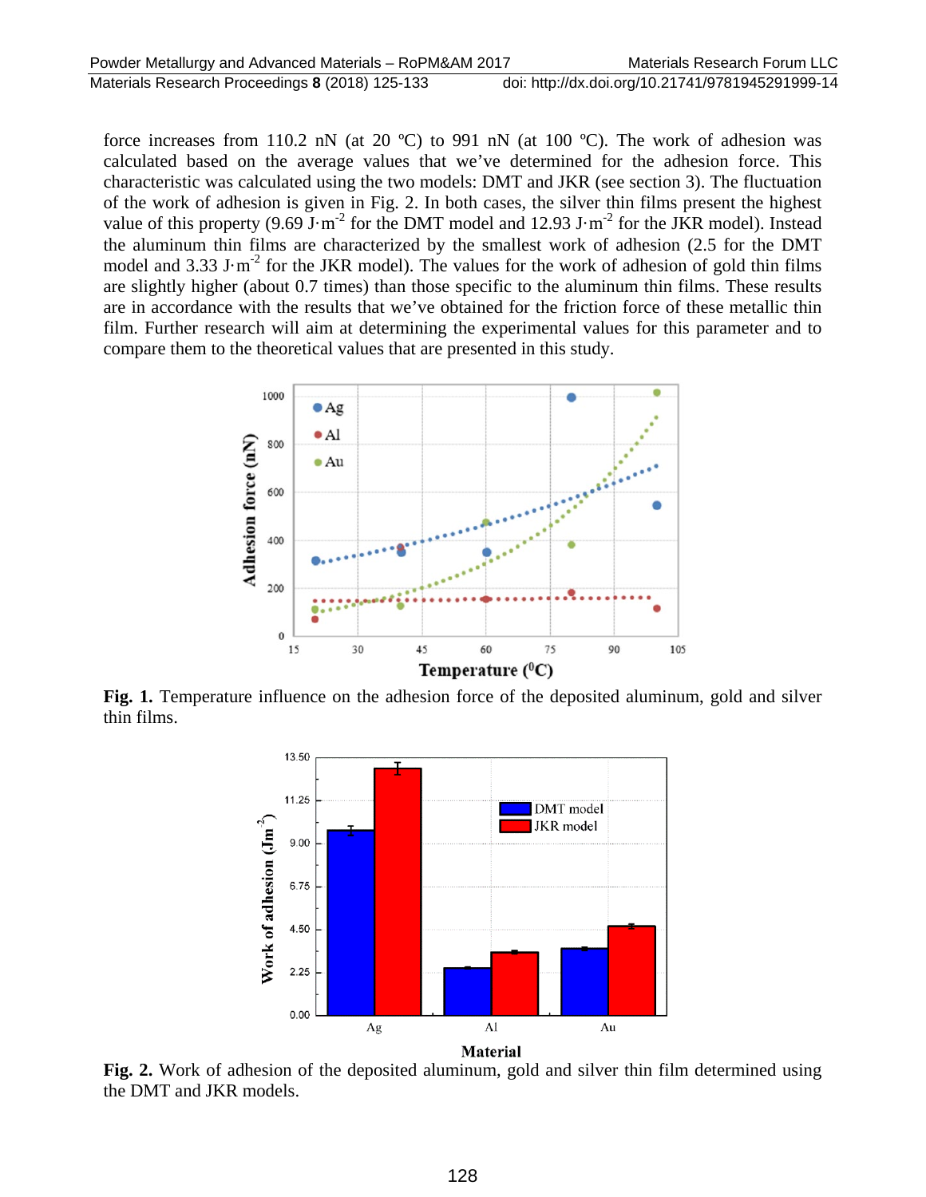force increases from 110.2 nN (at 20 ºC) to 991 nN (at 100 ºC). The work of adhesion was calculated based on the average values that we've determined for the adhesion force. This characteristic was calculated using the two models: DMT and JKR (see section 3). The fluctuation of the work of adhesion is given in Fig. 2. In both cases, the silver thin films present the highest value of this property (9.69 $J{\cdot}m^{-2}$ for the DMT model and 12.93 $J{\cdot}m^{-2}$ for the JKR model). Instead the aluminum thin films are characterized by the smallest work of adhesion (2.5 for the DMT model and 3.33 $J{\cdot}m^{-2}$ for the JKR model). The values for the work of adhesion of gold thin films are slightly higher (about 0.7 times) than those specific to the aluminum thin films. These results are in accordance with the results that we've obtained for the friction force of these metallic thin film. Further research will aim at determining the experimental values for this parameter and to compare them to the theoretical values that are presented in this study.

**Fig. 1.** Temperature influence on the adhesion force of the deposited aluminum, gold and silver thin films.

**Fig. 2.** Work of adhesion of the deposited aluminum, gold and silver thin film determined using the DMT and JKR models.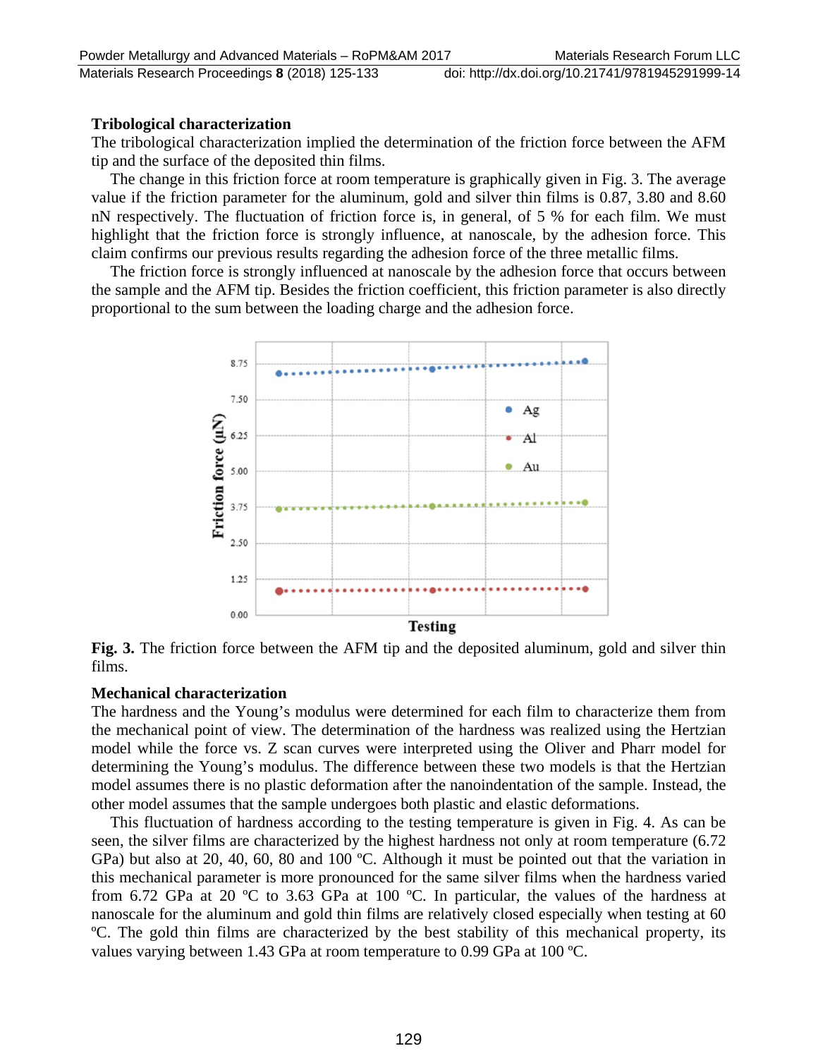**Tribological characterization**

The tribological characterization implied the determination of the friction force between the AFM tip and the surface of the deposited thin films.

The change in this friction force at room temperature is graphically given in Fig. 3. The average value if the friction parameter for the aluminum, gold and silver thin films is 0.87, 3.80 and 8.60 nN respectively. The fluctuation of friction force is, in general, of 5 % for each film. We must highlight that the friction force is strongly influence, at nanoscale, by the adhesion force. This claim confirms our previous results regarding the adhesion force of the three metallic films.

The friction force is strongly influenced at nanoscale by the adhesion force that occurs between the sample and the AFM tip. Besides the friction coefficient, this friction parameter is also directly proportional to the sum between the loading charge and the adhesion force.

**Fig. 3.** The friction force between the AFM tip and the deposited aluminum, gold and silver thin films.

**Mechanical characterization**

The hardness and the Young's modulus were determined for each film to characterize them from the mechanical point of view. The determination of the hardness was realized using the Hertzian model while the force vs. Z scan curves were interpreted using the Oliver and Pharr model for determining the Young's modulus. The difference between these two models is that the Hertzian model assumes there is no plastic deformation after the nanoindentation of the sample. Instead, the other model assumes that the sample undergoes both plastic and elastic deformations.

This fluctuation of hardness according to the testing temperature is given in Fig. 4. As can be seen, the silver films are characterized by the highest hardness not only at room temperature (6.72 GPa) but also at 20, 40, 60, 80 and 100 ºC. Although it must be pointed out that the variation in this mechanical parameter is more pronounced for the same silver films when the hardness varied from 6.72 GPa at 20 ºC to 3.63 GPa at 100 ºC. In particular, the values of the hardness at nanoscale for the aluminum and gold thin films are relatively closed especially when testing at 60 ºC. The gold thin films are characterized by the best stability of this mechanical property, its values varying between 1.43 GPa at room temperature to 0.99 GPa at 100 ºC.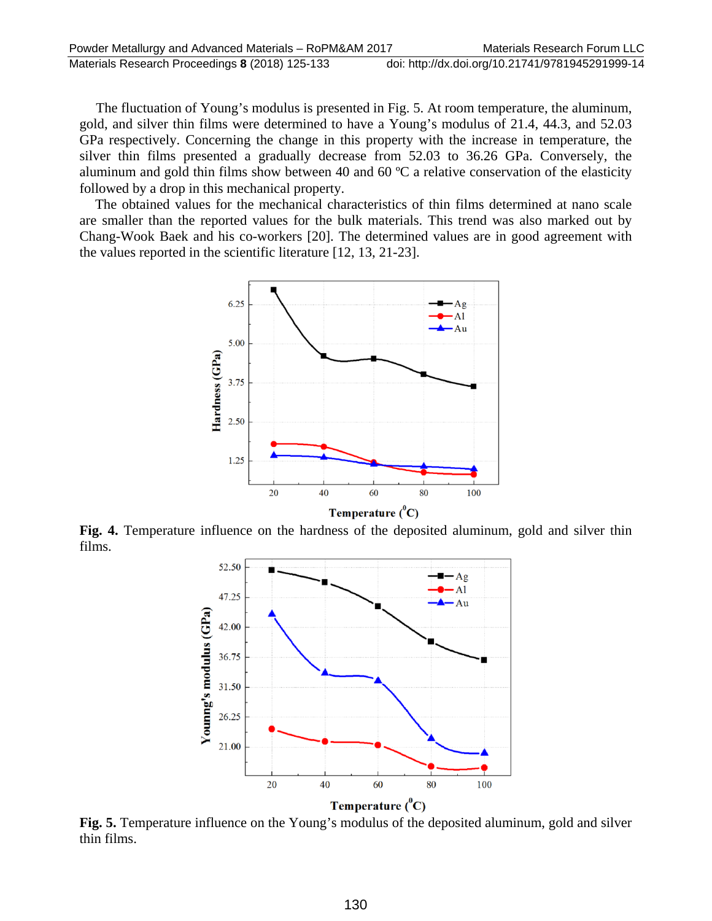The fluctuation of Young's modulus is presented in Fig. 5. At room temperature, the aluminum, gold, and silver thin films were determined to have a Young's modulus of 21.4, 44.3, and 52.03 GPa respectively. Concerning the change in this property with the increase in temperature, the silver thin films presented a gradually decrease from 52.03 to 36.26 GPa. Conversely, the aluminum and gold thin films show between 40 and 60 ºC a relative conservation of the elasticity followed by a drop in this mechanical property.

The obtained values for the mechanical characteristics of thin films determined at nano scale are smaller than the reported values for the bulk materials. This trend was also marked out by Chang-Wook Baek and his co-workers [20]. The determined values are in good agreement with the values reported in the scientific literature [12, 13, 21-23].

**Fig. 4.** Temperature influence on the hardness of the deposited aluminum, gold and silver thin films.

**Fig. 5.** Temperature influence on the Young's modulus of the deposited aluminum, gold and silver thin films.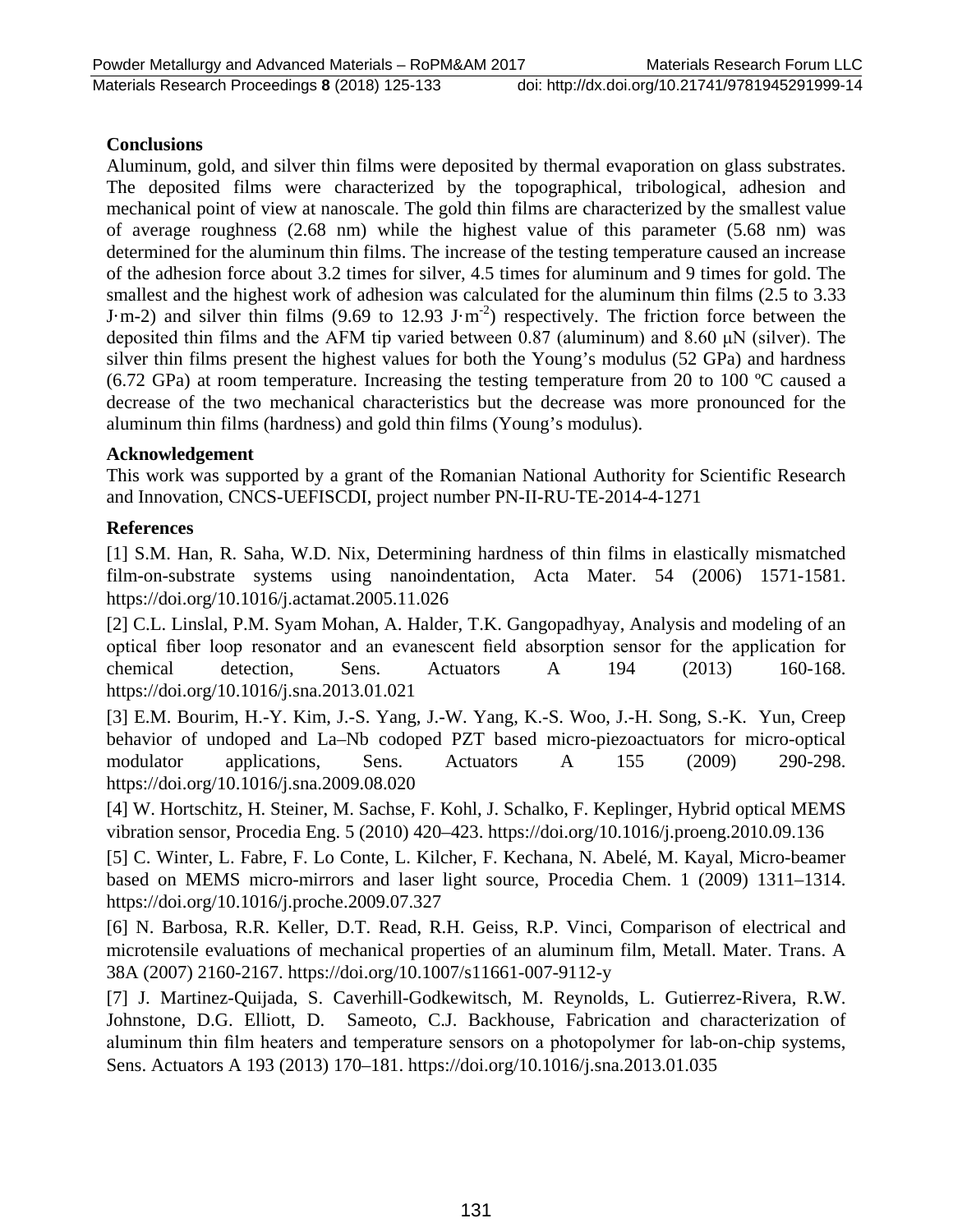## Conclusions

Aluminum, gold, and silver thin films were deposited by thermal evaporation on glass substrates. The deposited films were characterized by the topographical, tribological, adhesion and mechanical point of view at nanoscale. The gold thin films are characterized by the smallest value of average roughness (2.68 nm) while the highest value of this parameter (5.68 nm) was determined for the aluminum thin films. The increase of the testing temperature caused an increase of the adhesion force about 3.2 times for silver, 4.5 times for aluminum and 9 times for gold. The smallest and the highest work of adhesion was calculated for the aluminum thin films (2.5 to 3.33 J·m-2) and silver thin films (9.69 to 12.93 J·m$^{-2}$) respectively. The friction force between the deposited thin films and the AFM tip varied between 0.87 (aluminum) and 8.60 μN (silver). The silver thin films present the highest values for both the Young's modulus (52 GPa) and hardness (6.72 GPa) at room temperature. Increasing the testing temperature from 20 to 100 ºC caused a decrease of the two mechanical characteristics but the decrease was more pronounced for the aluminum thin films (hardness) and gold thin films (Young's modulus).

## Acknowledgement

This work was supported by a grant of the Romanian National Authority for Scientific Research and Innovation, CNCS-UEFISCDI, project number PN-II-RU-TE-2014-4-1271

## References

[1] S.M. Han, R. Saha, W.D. Nix, Determining hardness of thin films in elastically mismatched film-on-substrate systems using nanoindentation, Acta Mater. 54 (2006) 1571-1581. https://doi.org/10.1016/j.actamat.2005.11.026

[2] C.L. Linslal, P.M. Syam Mohan, A. Halder, T.K. Gangopadhyay, Analysis and modeling of an optical fiber loop resonator and an evanescent field absorption sensor for the application for chemical detection, Sens. Actuators A 194 (2013) 160-168. https://doi.org/10.1016/j.sna.2013.01.021

[3] E.M. Bourim, H.-Y. Kim, J.-S. Yang, J.-W. Yang, K.-S. Woo, J.-H. Song, S.-K. Yun, Creep behavior of undoped and La–Nb codoped PZT based micro-piezoactuators for micro-optical modulator applications, Sens. Actuators A 155 (2009) 290-298. https://doi.org/10.1016/j.sna.2009.08.020

[4] W. Hortschitz, H. Steiner, M. Sachse, F. Kohl, J. Schalko, F. Keplinger, Hybrid optical MEMS vibration sensor, Procedia Eng. 5 (2010) 420–423. https://doi.org/10.1016/j.proeng.2010.09.136

[5] C. Winter, L. Fabre, F. Lo Conte, L. Kilcher, F. Kechana, N. Abelé, M. Kayal, Micro-beamer based on MEMS micro-mirrors and laser light source, Procedia Chem. 1 (2009) 1311–1314. https://doi.org/10.1016/j.proche.2009.07.327

[6] N. Barbosa, R.R. Keller, D.T. Read, R.H. Geiss, R.P. Vinci, Comparison of electrical and microtensile evaluations of mechanical properties of an aluminum film, Metall. Mater. Trans. A 38A (2007) 2160-2167. https://doi.org/10.1007/s11661-007-9112-y

[7] J. Martinez-Quijada, S. Caverhill-Godkewitsch, M. Reynolds, L. Gutierrez-Rivera, R.W. Johnstone, D.G. Elliott, D. Sameoto, C.J. Backhouse, Fabrication and characterization of aluminum thin film heaters and temperature sensors on a photopolymer for lab-on-chip systems, Sens. Actuators A 193 (2013) 170–181. https://doi.org/10.1016/j.sna.2013.01.035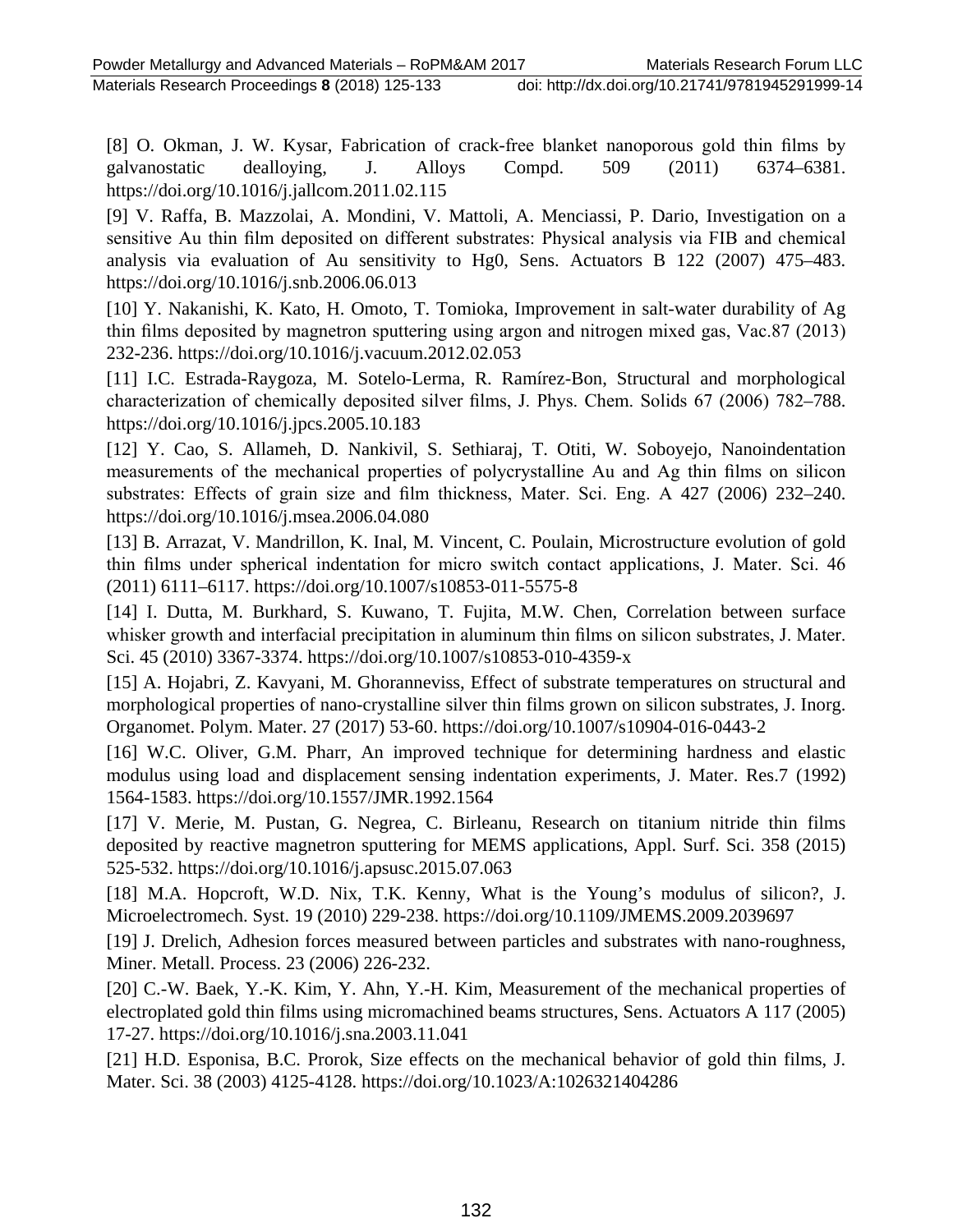[8] O. Okman, J. W. Kysar, Fabrication of crack-free blanket nanoporous gold thin films by galvanostatic dealloying, J. Alloys Compd. 509 (2011) 6374–6381. https://doi.org/10.1016/j.jallcom.2011.02.115

[9] V. Raffa, B. Mazzolai, A. Mondini, V. Mattoli, A. Menciassi, P. Dario, Investigation on a sensitive Au thin film deposited on different substrates: Physical analysis via FIB and chemical analysis via evaluation of Au sensitivity to Hg0, Sens. Actuators B 122 (2007) 475–483. https://doi.org/10.1016/j.snb.2006.06.013

[10] Y. Nakanishi, K. Kato, H. Omoto, T. Tomioka, Improvement in salt-water durability of Ag thin films deposited by magnetron sputtering using argon and nitrogen mixed gas, Vac.87 (2013) 232-236. https://doi.org/10.1016/j.vacuum.2012.02.053

[11] I.C. Estrada-Raygoza, M. Sotelo-Lerma, R. Ramírez-Bon, Structural and morphological characterization of chemically deposited silver films, J. Phys. Chem. Solids 67 (2006) 782–788. https://doi.org/10.1016/j.jpcs.2005.10.183

[12] Y. Cao, S. Allameh, D. Nankivil, S. Sethiaraj, T. Otiti, W. Soboyejo, Nanoindentation measurements of the mechanical properties of polycrystalline Au and Ag thin films on silicon substrates: Effects of grain size and film thickness, Mater. Sci. Eng. A 427 (2006) 232–240. https://doi.org/10.1016/j.msea.2006.04.080

[13] B. Arrazat, V. Mandrillon, K. Inal, M. Vincent, C. Poulain, Microstructure evolution of gold thin films under spherical indentation for micro switch contact applications, J. Mater. Sci. 46 (2011) 6111–6117. https://doi.org/10.1007/s10853-011-5575-8

[14] I. Dutta, M. Burkhard, S. Kuwano, T. Fujita, M.W. Chen, Correlation between surface whisker growth and interfacial precipitation in aluminum thin films on silicon substrates, J. Mater. Sci. 45 (2010) 3367-3374. https://doi.org/10.1007/s10853-010-4359-x

[15] A. Hojabri, Z. Kavyani, M. Ghoranneviss, Effect of substrate temperatures on structural and morphological properties of nano-crystalline silver thin films grown on silicon substrates, J. Inorg. Organomet. Polym. Mater. 27 (2017) 53-60. https://doi.org/10.1007/s10904-016-0443-2

[16] W.C. Oliver, G.M. Pharr, An improved technique for determining hardness and elastic modulus using load and displacement sensing indentation experiments, J. Mater. Res.7 (1992) 1564-1583. https://doi.org/10.1557/JMR.1992.1564

[17] V. Merie, M. Pustan, G. Negrea, C. Birleanu, Research on titanium nitride thin films deposited by reactive magnetron sputtering for MEMS applications, Appl. Surf. Sci. 358 (2015) 525-532. https://doi.org/10.1016/j.apsusc.2015.07.063

[18] M.A. Hopcroft, W.D. Nix, T.K. Kenny, What is the Young's modulus of silicon?, J. Microelectromech. Syst. 19 (2010) 229-238. https://doi.org/10.1109/JMEMS.2009.2039697

[19] J. Drelich, Adhesion forces measured between particles and substrates with nano-roughness, Miner. Metall. Process. 23 (2006) 226-232.

[20] C.-W. Baek, Y.-K. Kim, Y. Ahn, Y.-H. Kim, Measurement of the mechanical properties of electroplated gold thin films using micromachined beams structures, Sens. Actuators A 117 (2005) 17-27. https://doi.org/10.1016/j.sna.2003.11.041

[21] H.D. Esponisa, B.C. Prorok, Size effects on the mechanical behavior of gold thin films, J. Mater. Sci. 38 (2003) 4125-4128. https://doi.org/10.1023/A:1026321404286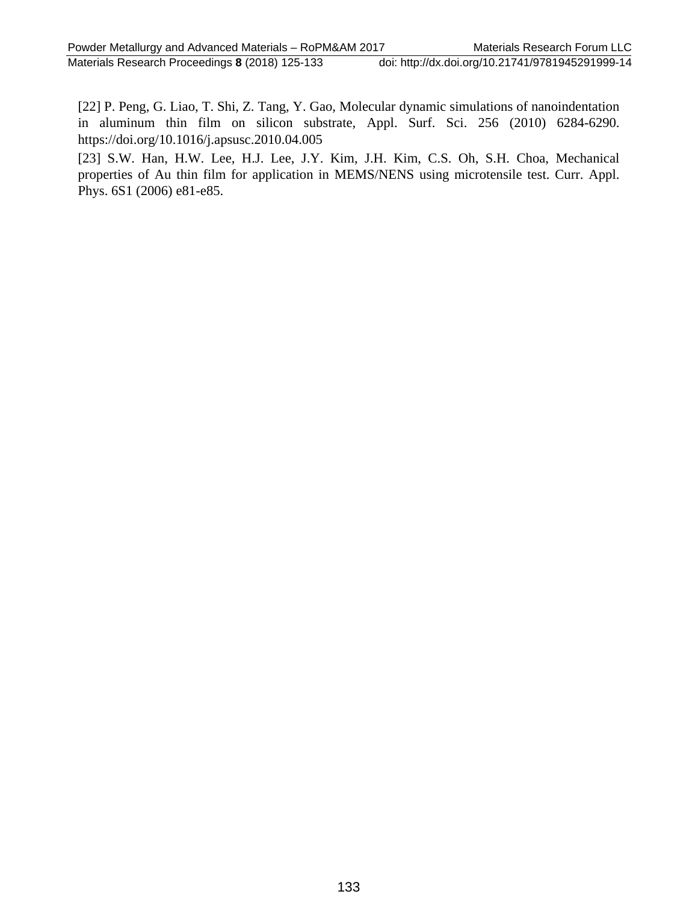[22] P. Peng, G. Liao, T. Shi, Z. Tang, Y. Gao, Molecular dynamic simulations of nanoindentation in aluminum thin film on silicon substrate, Appl. Surf. Sci. 256 (2010) 6284-6290. https://doi.org/10.1016/j.apsusc.2010.04.005

[23] S.W. Han, H.W. Lee, H.J. Lee, J.Y. Kim, J.H. Kim, C.S. Oh, S.H. Choa, Mechanical properties of Au thin film for application in MEMS/NENS using microtensile test. Curr. Appl. Phys. 6S1 (2006) e81-e85.